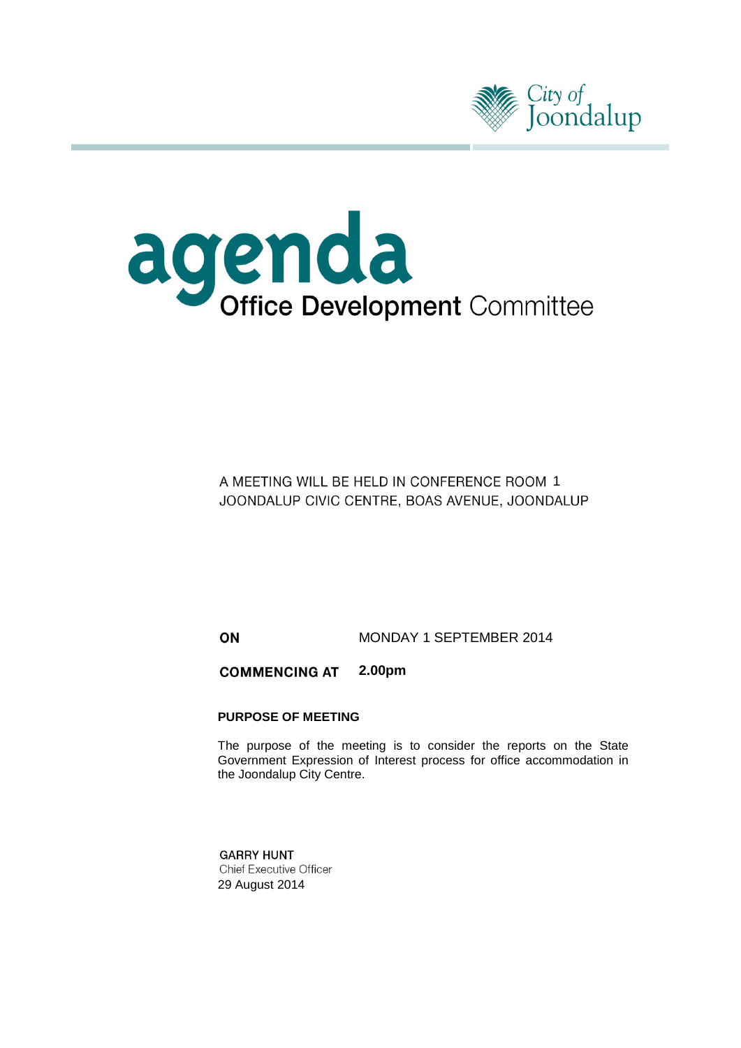City of Joondalup

# agenda

## Office Development Committee

A MEETING WILL BE HELD IN CONFERENCE ROOM 1
JOONDALUP CIVIC CENTRE, BOAS AVENUE, JOONDALUP

**ON** MONDAY 1 SEPTEMBER 2014

**COMMENCING AT** **2.00pm**

**PURPOSE OF MEETING**

The purpose of the meeting is to consider the reports on the State Government Expression of Interest process for office accommodation in the Joondalup City Centre.

**GARRY HUNT**
Chief Executive Officer
29 August 2014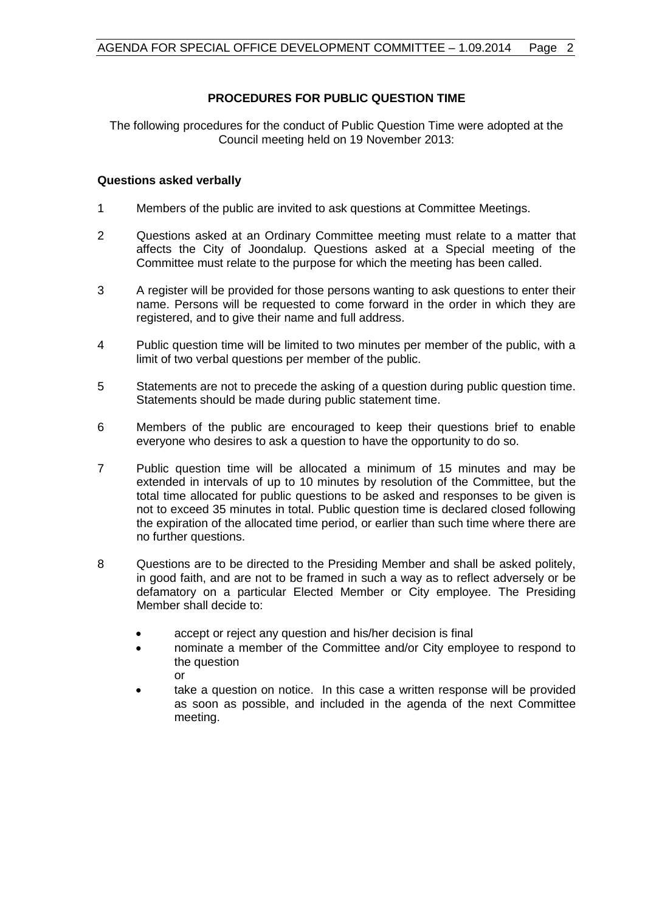## PROCEDURES FOR PUBLIC QUESTION TIME

The following procedures for the conduct of Public Question Time were adopted at the Council meeting held on 19 November 2013:

### Questions asked verbally

1. Members of the public are invited to ask questions at Committee Meetings.

2. Questions asked at an Ordinary Committee meeting must relate to a matter that affects the City of Joondalup. Questions asked at a Special meeting of the Committee must relate to the purpose for which the meeting has been called.

3. A register will be provided for those persons wanting to ask questions to enter their name. Persons will be requested to come forward in the order in which they are registered, and to give their name and full address.

4. Public question time will be limited to two minutes per member of the public, with a limit of two verbal questions per member of the public.

5. Statements are not to precede the asking of a question during public question time. Statements should be made during public statement time.

6. Members of the public are encouraged to keep their questions brief to enable everyone who desires to ask a question to have the opportunity to do so.

7. Public question time will be allocated a minimum of 15 minutes and may be extended in intervals of up to 10 minutes by resolution of the Committee, but the total time allocated for public questions to be asked and responses to be given is not to exceed 35 minutes in total. Public question time is declared closed following the expiration of the allocated time period, or earlier than such time where there are no further questions.

8. Questions are to be directed to the Presiding Member and shall be asked politely, in good faith, and are not to be framed in such a way as to reflect adversely or be defamatory on a particular Elected Member or City employee. The Presiding Member shall decide to:

   - accept or reject any question and his/her decision is final
   - nominate a member of the Committee and/or City employee to respond to the question
     
     or
   - take a question on notice. In this case a written response will be provided as soon as possible, and included in the agenda of the next Committee meeting.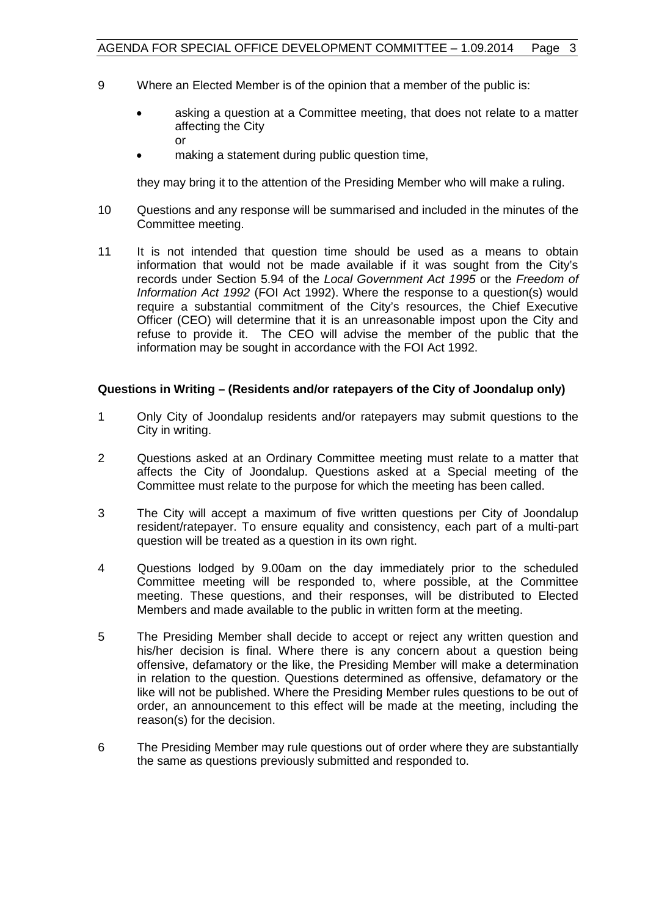9 Where an Elected Member is of the opinion that a member of the public is:

- asking a question at a Committee meeting, that does not relate to a matter affecting the City
  or
- making a statement during public question time,

they may bring it to the attention of the Presiding Member who will make a ruling.

10 Questions and any response will be summarised and included in the minutes of the Committee meeting.

11 It is not intended that question time should be used as a means to obtain information that would not be made available if it was sought from the City's records under Section 5.94 of the *Local Government Act 1995* or the *Freedom of Information Act 1992* (FOI Act 1992). Where the response to a question(s) would require a substantial commitment of the City's resources, the Chief Executive Officer (CEO) will determine that it is an unreasonable impost upon the City and refuse to provide it. The CEO will advise the member of the public that the information may be sought in accordance with the FOI Act 1992.

**Questions in Writing – (Residents and/or ratepayers of the City of Joondalup only)**

1 Only City of Joondalup residents and/or ratepayers may submit questions to the City in writing.

2 Questions asked at an Ordinary Committee meeting must relate to a matter that affects the City of Joondalup. Questions asked at a Special meeting of the Committee must relate to the purpose for which the meeting has been called.

3 The City will accept a maximum of five written questions per City of Joondalup resident/ratepayer. To ensure equality and consistency, each part of a multi-part question will be treated as a question in its own right.

4 Questions lodged by 9.00am on the day immediately prior to the scheduled Committee meeting will be responded to, where possible, at the Committee meeting. These questions, and their responses, will be distributed to Elected Members and made available to the public in written form at the meeting.

5 The Presiding Member shall decide to accept or reject any written question and his/her decision is final. Where there is any concern about a question being offensive, defamatory or the like, the Presiding Member will make a determination in relation to the question. Questions determined as offensive, defamatory or the like will not be published. Where the Presiding Member rules questions to be out of order, an announcement to this effect will be made at the meeting, including the reason(s) for the decision.

6 The Presiding Member may rule questions out of order where they are substantially the same as questions previously submitted and responded to.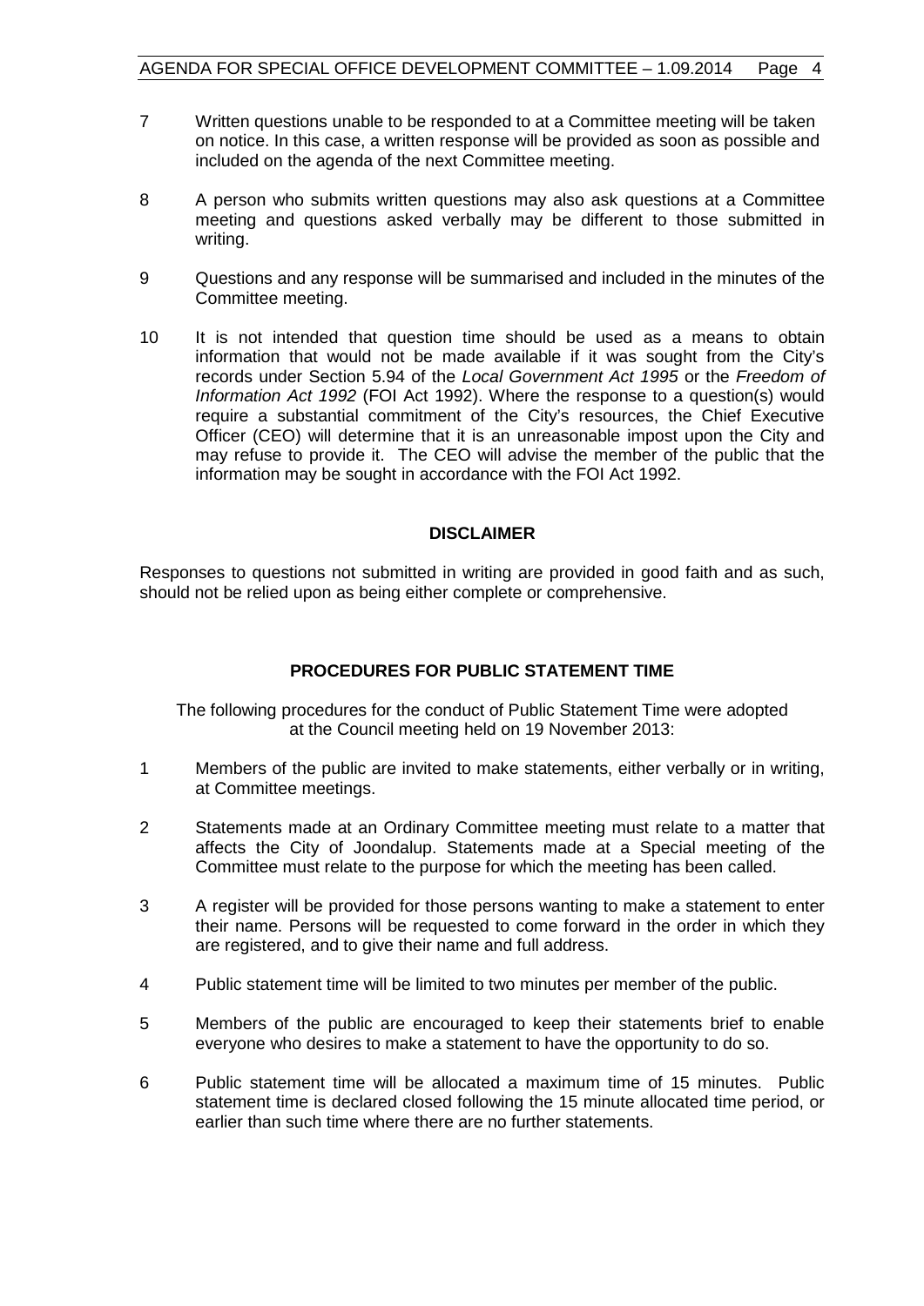7 Written questions unable to be responded to at a Committee meeting will be taken on notice. In this case, a written response will be provided as soon as possible and included on the agenda of the next Committee meeting.

8 A person who submits written questions may also ask questions at a Committee meeting and questions asked verbally may be different to those submitted in writing.

9 Questions and any response will be summarised and included in the minutes of the Committee meeting.

10 It is not intended that question time should be used as a means to obtain information that would not be made available if it was sought from the City's records under Section 5.94 of the *Local Government Act 1995* or the *Freedom of Information Act 1992* (FOI Act 1992). Where the response to a question(s) would require a substantial commitment of the City's resources, the Chief Executive Officer (CEO) will determine that it is an unreasonable impost upon the City and may refuse to provide it. The CEO will advise the member of the public that the information may be sought in accordance with the FOI Act 1992.

**DISCLAIMER**

Responses to questions not submitted in writing are provided in good faith and as such, should not be relied upon as being either complete or comprehensive.

**PROCEDURES FOR PUBLIC STATEMENT TIME**

The following procedures for the conduct of Public Statement Time were adopted at the Council meeting held on 19 November 2013:

1 Members of the public are invited to make statements, either verbally or in writing, at Committee meetings.

2 Statements made at an Ordinary Committee meeting must relate to a matter that affects the City of Joondalup. Statements made at a Special meeting of the Committee must relate to the purpose for which the meeting has been called.

3 A register will be provided for those persons wanting to make a statement to enter their name. Persons will be requested to come forward in the order in which they are registered, and to give their name and full address.

4 Public statement time will be limited to two minutes per member of the public.

5 Members of the public are encouraged to keep their statements brief to enable everyone who desires to make a statement to have the opportunity to do so.

6 Public statement time will be allocated a maximum time of 15 minutes. Public statement time is declared closed following the 15 minute allocated time period, or earlier than such time where there are no further statements.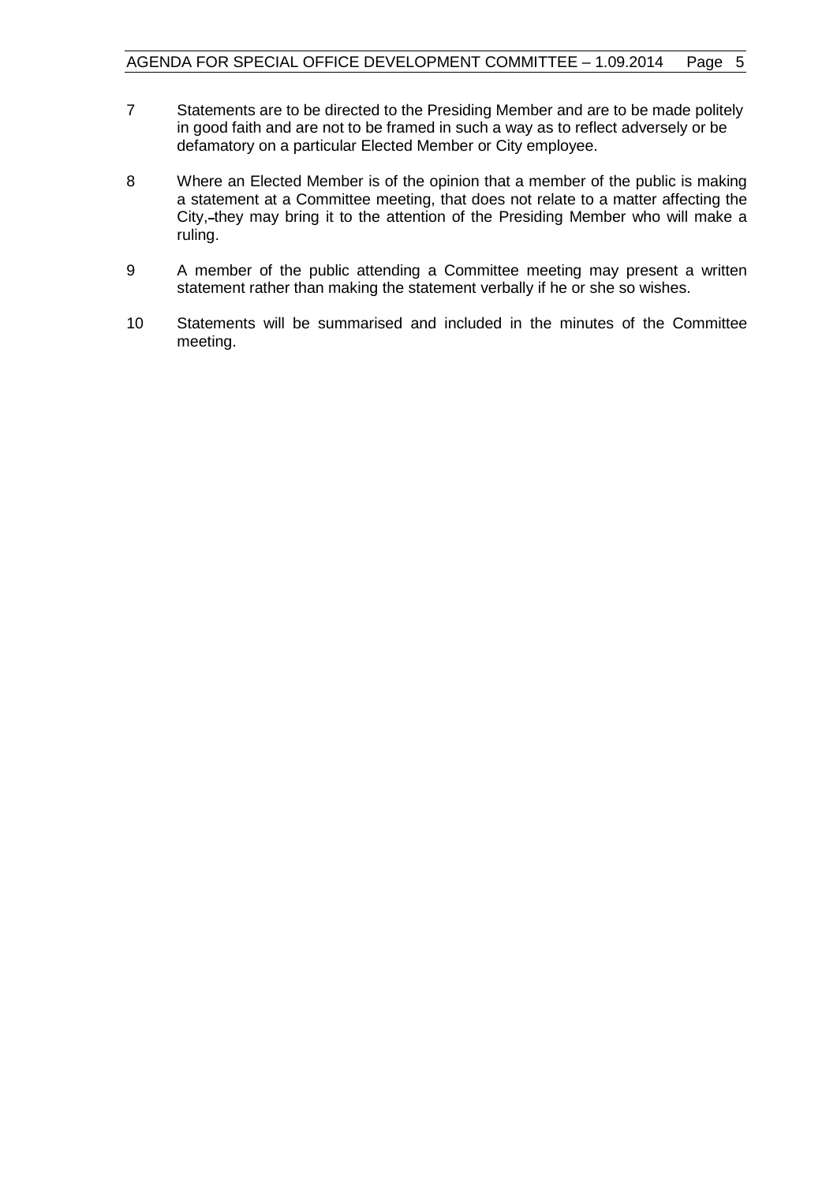7 Statements are to be directed to the Presiding Member and are to be made politely in good faith and are not to be framed in such a way as to reflect adversely or be defamatory on a particular Elected Member or City employee.

8 Where an Elected Member is of the opinion that a member of the public is making a statement at a Committee meeting, that does not relate to a matter affecting the City, they may bring it to the attention of the Presiding Member who will make a ruling.

9 A member of the public attending a Committee meeting may present a written statement rather than making the statement verbally if he or she so wishes.

10 Statements will be summarised and included in the minutes of the Committee meeting.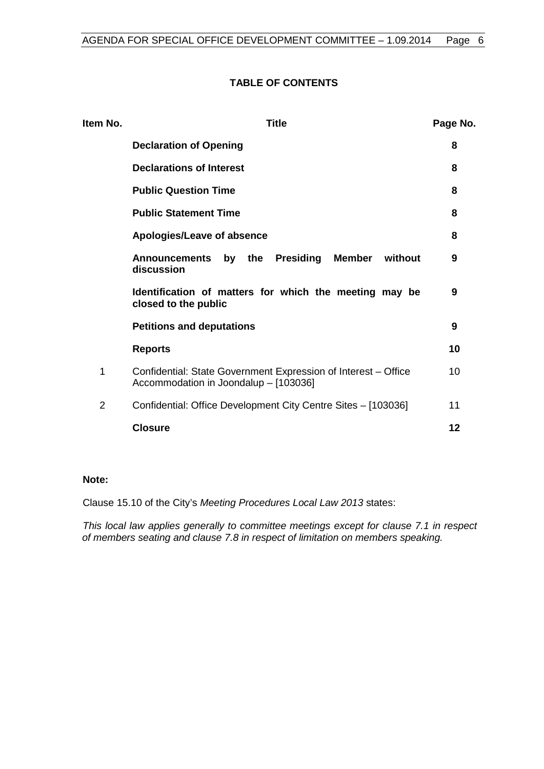**TABLE OF CONTENTS**

| Item No. | Title | Page No. |
|---|---|---|
| | **Declaration of Opening** | **8** |
| | **Declarations of Interest** | **8** |
| | **Public Question Time** | **8** |
| | **Public Statement Time** | **8** |
| | **Apologies/Leave of absence** | **8** |
| | **Announcements by the Presiding Member without discussion** | **9** |
| | **Identification of matters for which the meeting may be closed to the public** | **9** |
| | **Petitions and deputations** | **9** |
| | **Reports** | **10** |
| 1 | Confidential: State Government Expression of Interest – Office Accommodation in Joondalup – [103036] | 10 |
| 2 | Confidential: Office Development City Centre Sites – [103036] | 11 |
| | **Closure** | **12** |

**Note:**

Clause 15.10 of the City's *Meeting Procedures Local Law 2013* states:

*This local law applies generally to committee meetings except for clause 7.1 in respect of members seating and clause 7.8 in respect of limitation on members speaking.*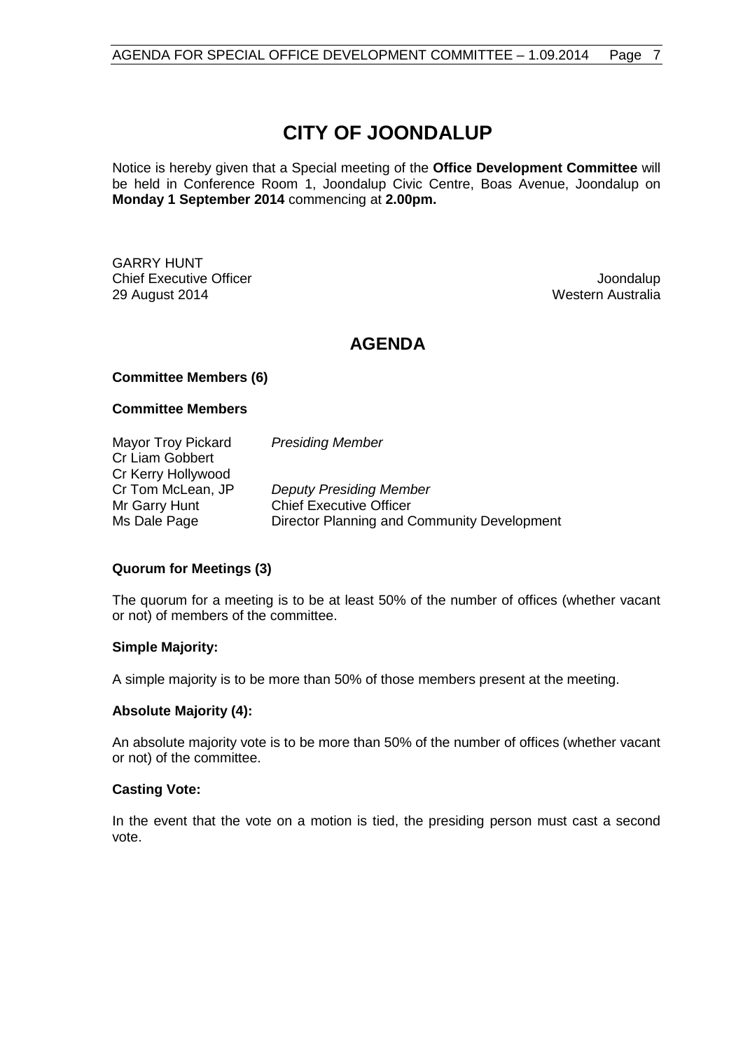# CITY OF JOONDALUP

Notice is hereby given that a Special meeting of the **Office Development Committee** will be held in Conference Room 1, Joondalup Civic Centre, Boas Avenue, Joondalup on **Monday 1 September 2014** commencing at **2.00pm.**

GARRY HUNT
Chief Executive Officer
29 August 2014

Joondalup
Western Australia

## AGENDA

**Committee Members (6)**

**Committee Members**

| | |
|---|---|
| Mayor Troy Pickard | *Presiding Member* |
| Cr Liam Gobbert | |
| Cr Kerry Hollywood | |
| Cr Tom McLean, JP | *Deputy Presiding Member* |
| Mr Garry Hunt | Chief Executive Officer |
| Ms Dale Page | Director Planning and Community Development |

**Quorum for Meetings (3)**

The quorum for a meeting is to be at least 50% of the number of offices (whether vacant or not) of members of the committee.

**Simple Majority:**

A simple majority is to be more than 50% of those members present at the meeting.

**Absolute Majority (4):**

An absolute majority vote is to be more than 50% of the number of offices (whether vacant or not) of the committee.

**Casting Vote:**

In the event that the vote on a motion is tied, the presiding person must cast a second vote.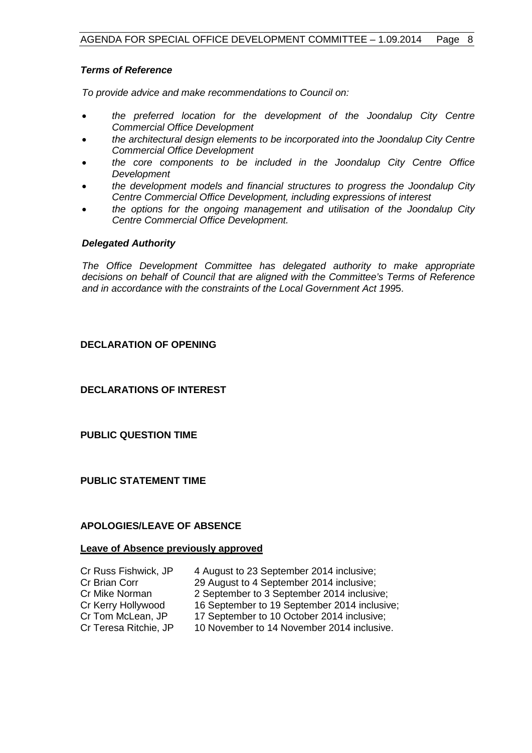***Terms of Reference***

*To provide advice and make recommendations to Council on:*

- *the preferred location for the development of the Joondalup City Centre Commercial Office Development*
- *the architectural design elements to be incorporated into the Joondalup City Centre Commercial Office Development*
- *the core components to be included in the Joondalup City Centre Office Development*
- *the development models and financial structures to progress the Joondalup City Centre Commercial Office Development, including expressions of interest*
- *the options for the ongoing management and utilisation of the Joondalup City Centre Commercial Office Development.*

***Delegated Authority***

*The Office Development Committee has delegated authority to make appropriate decisions on behalf of Council that are aligned with the Committee's Terms of Reference and in accordance with the constraints of the Local Government Act 199*5.

**DECLARATION OF OPENING**

**DECLARATIONS OF INTEREST**

**PUBLIC QUESTION TIME**

**PUBLIC STATEMENT TIME**

**APOLOGIES/LEAVE OF ABSENCE**

**Leave of Absence previously approved**

| | |
|---|---|
| Cr Russ Fishwick, JP | 4 August to 23 September 2014 inclusive; |
| Cr Brian Corr | 29 August to 4 September 2014 inclusive; |
| Cr Mike Norman | 2 September to 3 September 2014 inclusive; |
| Cr Kerry Hollywood | 16 September to 19 September 2014 inclusive; |
| Cr Tom McLean, JP | 17 September to 10 October 2014 inclusive; |
| Cr Teresa Ritchie, JP | 10 November to 14 November 2014 inclusive. |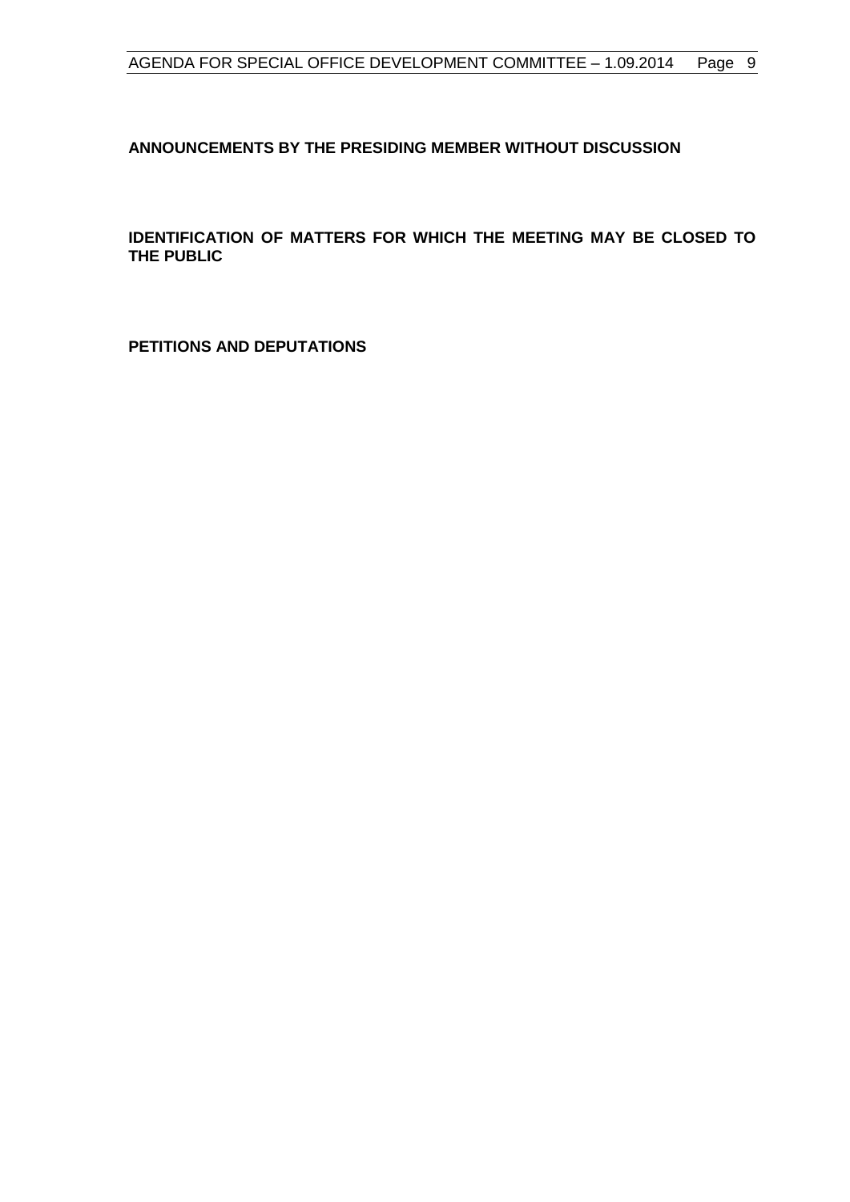**ANNOUNCEMENTS BY THE PRESIDING MEMBER WITHOUT DISCUSSION**

**IDENTIFICATION OF MATTERS FOR WHICH THE MEETING MAY BE CLOSED TO THE PUBLIC**

**PETITIONS AND DEPUTATIONS**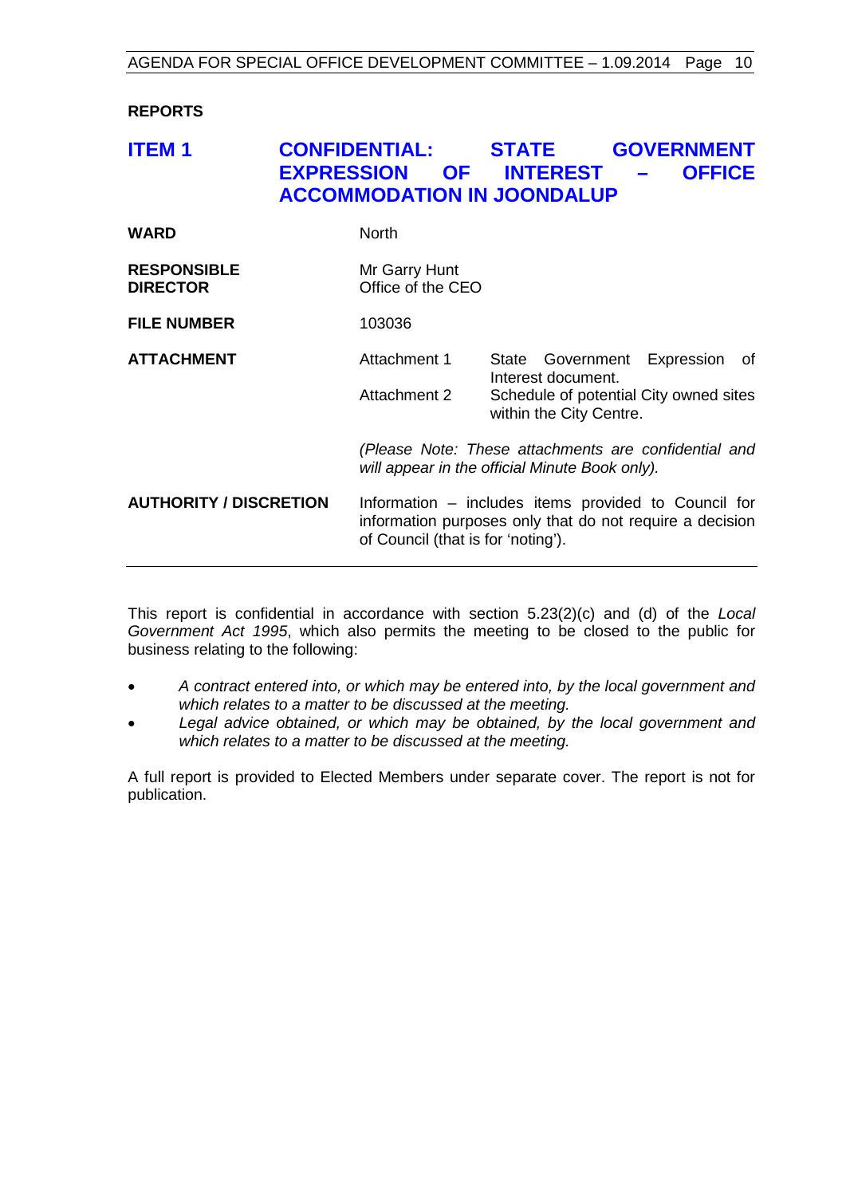**REPORTS**

## ITEM 1 CONFIDENTIAL: STATE GOVERNMENT EXPRESSION OF INTEREST – OFFICE ACCOMMODATION IN JOONDALUP

| | | |
|---|---|---|
| **WARD** | North | |
| **RESPONSIBLE DIRECTOR** | Mr Garry Hunt<br>Office of the CEO | |
| **FILE NUMBER** | 103036 | |
| **ATTACHMENT** | Attachment 1 | State Government Expression of Interest document. |
| | Attachment 2 | Schedule of potential City owned sites within the City Centre. |
| | *(Please Note: These attachments are confidential and will appear in the official Minute Book only).* | |
| **AUTHORITY / DISCRETION** | Information – includes items provided to Council for information purposes only that do not require a decision of Council (that is for 'noting'). | |

This report is confidential in accordance with section 5.23(2)(c) and (d) of the *Local Government Act 1995*, which also permits the meeting to be closed to the public for business relating to the following:

- *A contract entered into, or which may be entered into, by the local government and which relates to a matter to be discussed at the meeting.*
- *Legal advice obtained, or which may be obtained, by the local government and which relates to a matter to be discussed at the meeting.*

A full report is provided to Elected Members under separate cover. The report is not for publication.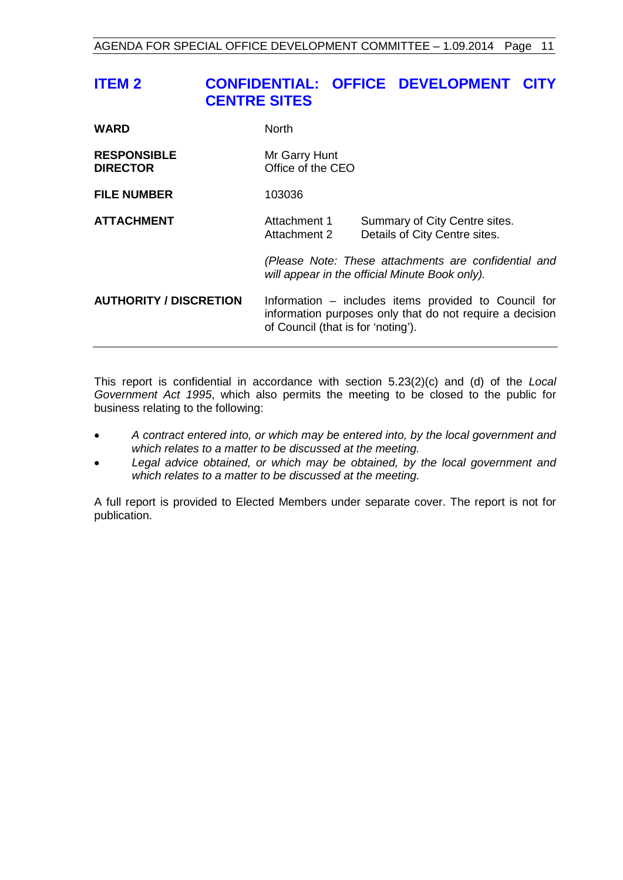## ITEM 2 CONFIDENTIAL: OFFICE DEVELOPMENT CITY CENTRE SITES

| | | |
|---|---|---|
| **WARD** | North | |
| **RESPONSIBLE DIRECTOR** | Mr Garry Hunt<br>Office of the CEO | |
| **FILE NUMBER** | 103036 | |
| **ATTACHMENT** | Attachment 1<br>Attachment 2 | Summary of City Centre sites.<br>Details of City Centre sites. |
| | *(Please Note: These attachments are confidential and will appear in the official Minute Book only).* | |
| **AUTHORITY / DISCRETION** | Information – includes items provided to Council for information purposes only that do not require a decision of Council (that is for 'noting'). | |

This report is confidential in accordance with section 5.23(2)(c) and (d) of the *Local Government Act 1995*, which also permits the meeting to be closed to the public for business relating to the following:

- *A contract entered into, or which may be entered into, by the local government and which relates to a matter to be discussed at the meeting.*
- *Legal advice obtained, or which may be obtained, by the local government and which relates to a matter to be discussed at the meeting.*

A full report is provided to Elected Members under separate cover. The report is not for publication.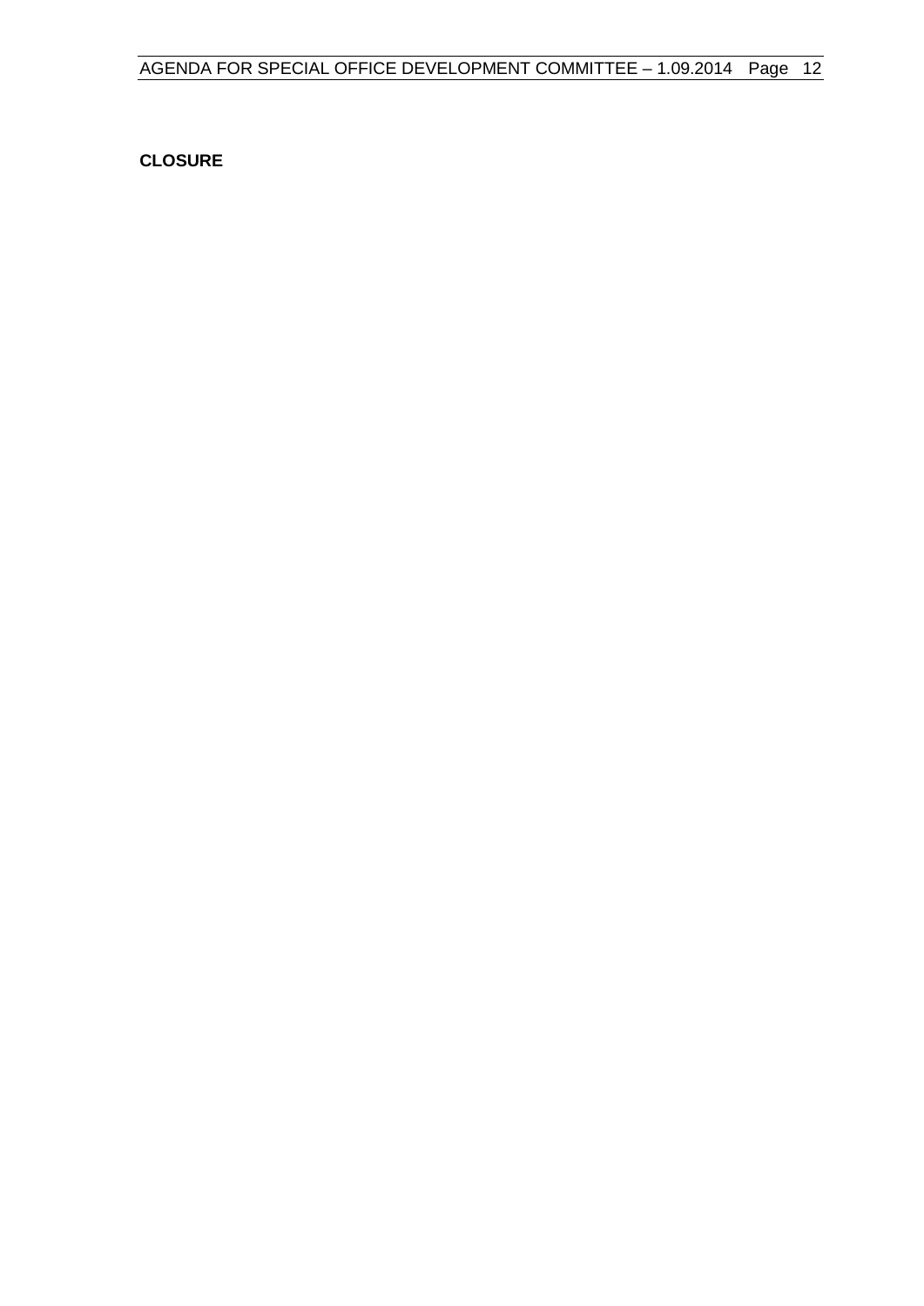**CLOSURE**